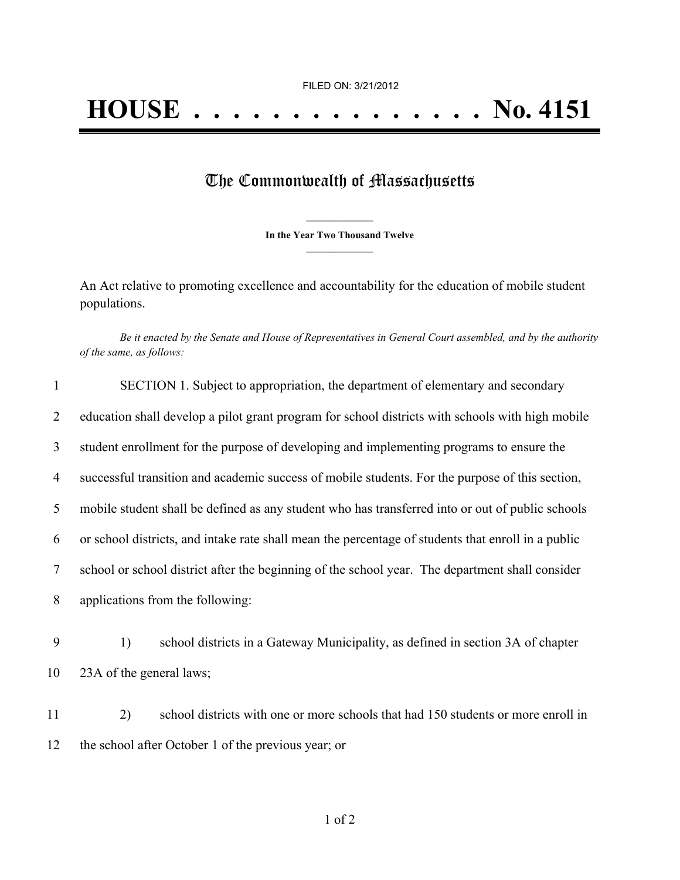FILED ON: 3/21/2012

# HOUSE . . . . . . . . . . . . . . . No. 4151

## The Commonwealth of Massachusetts

**In the Year Two Thousand Twelve**

An Act relative to promoting excellence and accountability for the education of mobile student populations.

*Be it enacted by the Senate and House of Representatives in General Court assembled, and by the authority of the same, as follows:*

SECTION 1. Subject to appropriation, the department of elementary and secondary education shall develop a pilot grant program for school districts with schools with high mobile student enrollment for the purpose of developing and implementing programs to ensure the successful transition and academic success of mobile students. For the purpose of this section, mobile student shall be defined as any student who has transferred into or out of public schools or school districts, and intake rate shall mean the percentage of students that enroll in a public school or school district after the beginning of the school year. The department shall consider applications from the following:

1) school districts in a Gateway Municipality, as defined in section 3A of chapter 23A of the general laws;

2) school districts with one or more schools that had 150 students or more enroll in the school after October 1 of the previous year; or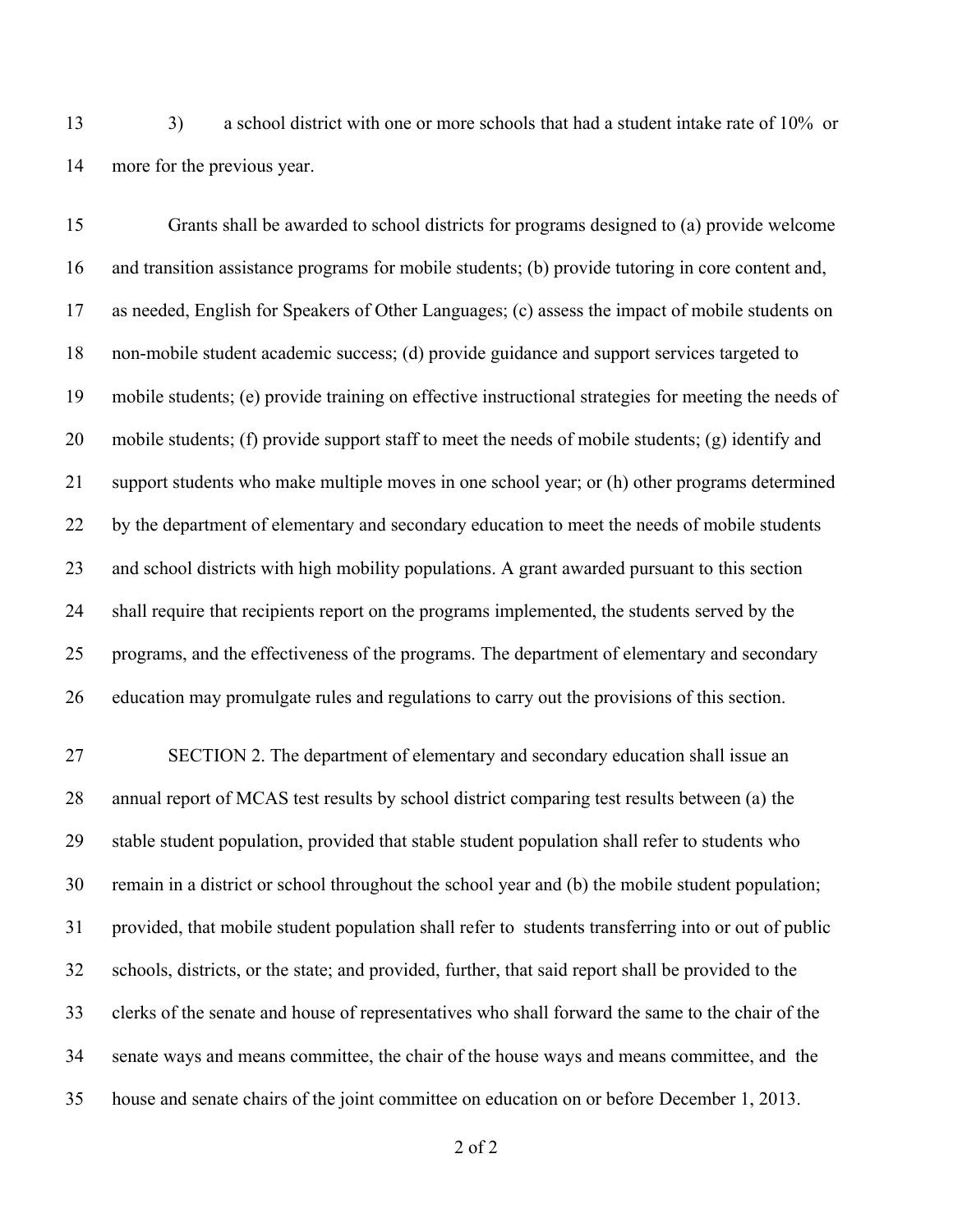3) a school district with one or more schools that had a student intake rate of 10% or more for the previous year.

Grants shall be awarded to school districts for programs designed to (a) provide welcome and transition assistance programs for mobile students; (b) provide tutoring in core content and, as needed, English for Speakers of Other Languages; (c) assess the impact of mobile students on non-mobile student academic success; (d) provide guidance and support services targeted to mobile students; (e) provide training on effective instructional strategies for meeting the needs of mobile students; (f) provide support staff to meet the needs of mobile students; (g) identify and support students who make multiple moves in one school year; or (h) other programs determined by the department of elementary and secondary education to meet the needs of mobile students and school districts with high mobility populations. A grant awarded pursuant to this section shall require that recipients report on the programs implemented, the students served by the programs, and the effectiveness of the programs. The department of elementary and secondary education may promulgate rules and regulations to carry out the provisions of this section.

SECTION 2. The department of elementary and secondary education shall issue an annual report of MCAS test results by school district comparing test results between (a) the stable student population, provided that stable student population shall refer to students who remain in a district or school throughout the school year and (b) the mobile student population; provided, that mobile student population shall refer to students transferring into or out of public schools, districts, or the state; and provided, further, that said report shall be provided to the clerks of the senate and house of representatives who shall forward the same to the chair of the senate ways and means committee, the chair of the house ways and means committee, and the house and senate chairs of the joint committee on education on or before December 1, 2013.